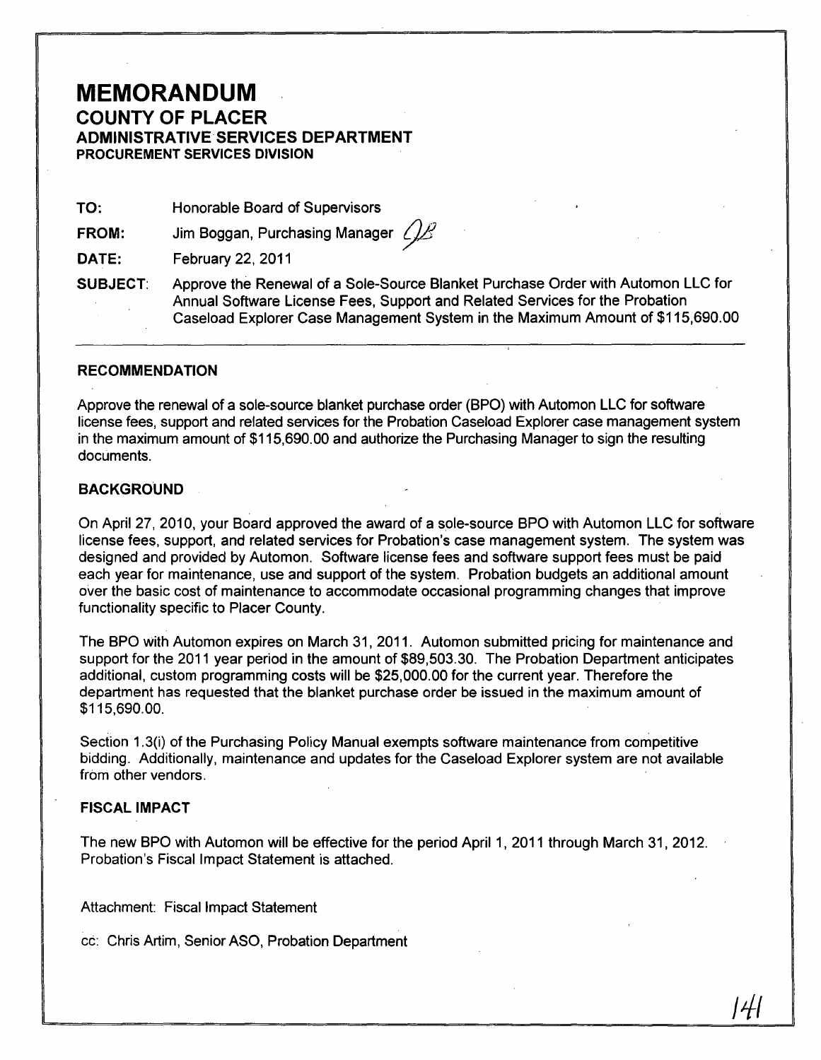# MEMORANDUM

## COUNTY OF PLACER

### ADMINISTRATIVE SERVICES DEPARTMENT

**PROCUREMENT SERVICES DIVISION**

**TO:** Honorable Board of Supervisors

**FROM:** Jim Boggan, Purchasing Manager

**DATE:** February 22, 2011

**SUBJECT:** Approve the Renewal of a Sole-Source Blanket Purchase Order with Automon LLC for Annual Software License Fees, Support and Related Services for the Probation Caseload Explorer Case Management System in the Maximum Amount of $115,690.00

---

### RECOMMENDATION

Approve the renewal of a sole-source blanket purchase order (BPO) with Automon LLC for software license fees, support and related services for the Probation Caseload Explorer case management system in the maximum amount of $115,690.00 and authorize the Purchasing Manager to sign the resulting documents.

### BACKGROUND

On April 27, 2010, your Board approved the award of a sole-source BPO with Automon LLC for software license fees, support, and related services for Probation's case management system. The system was designed and provided by Automon. Software license fees and software support fees must be paid each year for maintenance, use and support of the system. Probation budgets an additional amount over the basic cost of maintenance to accommodate occasional programming changes that improve functionality specific to Placer County.

The BPO with Automon expires on March 31, 2011. Automon submitted pricing for maintenance and support for the 2011 year period in the amount of $89,503.30. The Probation Department anticipates additional, custom programming costs will be $25,000.00 for the current year. Therefore the department has requested that the blanket purchase order be issued in the maximum amount of $115,690.00.

Section 1.3(i) of the Purchasing Policy Manual exempts software maintenance from competitive bidding. Additionally, maintenance and updates for the Caseload Explorer system are not available from other vendors.

### FISCAL IMPACT

The new BPO with Automon will be effective for the period April 1, 2011 through March 31, 2012. Probation's Fiscal Impact Statement is attached.

Attachment: Fiscal Impact Statement

cc: Chris Artim, Senior ASO, Probation Department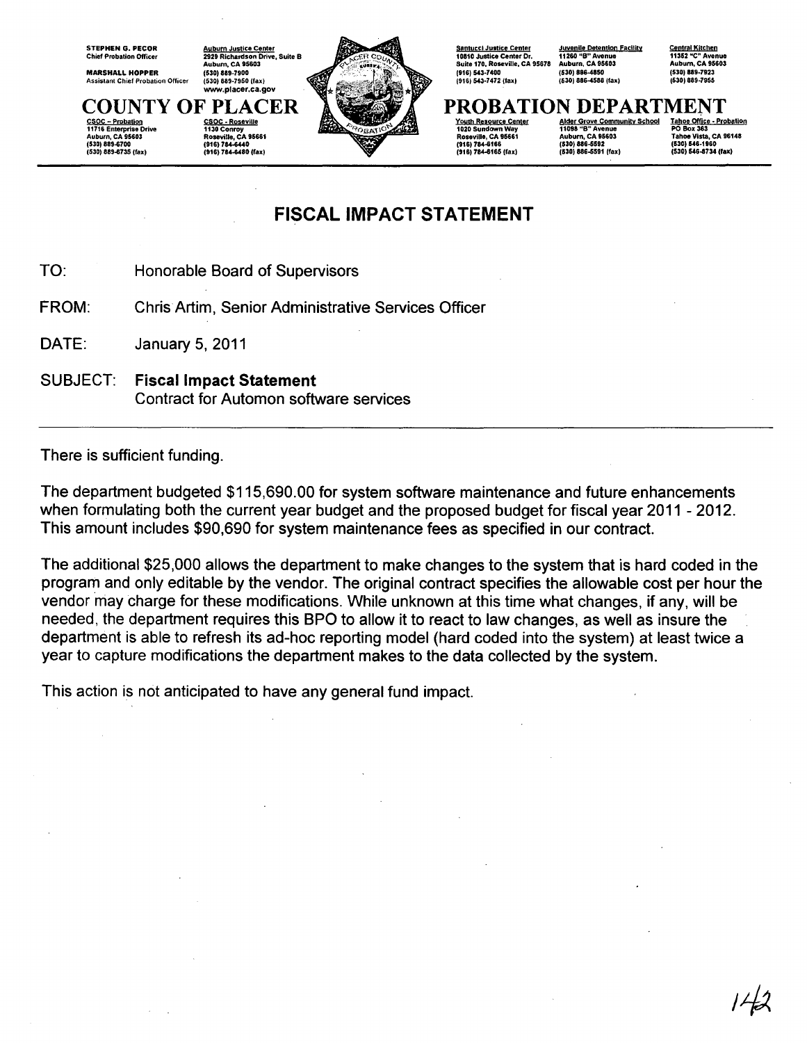STEPHEN G. PECOR
Chief Probation Officer

MARSHALL HOPPER
Assistant Chief Probation Officer

Auburn Justice Center
2929 Richardson Drive, Suite B
Auburn, CA 95603
(530) 889-7900
(530) 889-7950 (fax)
www.placer.ca.gov

Santucci Justice Center
10810 Justice Center Dr.
Suite 170, Roseville, CA 95678
(916) 543-7400
(916) 543-7472 (fax)

Juvenile Detention Facility
11260 "B" Avenue
Auburn, CA 95603
(530) 886-4850
(530) 886-4588 (fax)

Central Kitchen
11352 "C" Avenue
Auburn, CA 95603
(530) 889-7923
(530) 889-7955

# COUNTY OF PLACER PROBATION DEPARTMENT

CSOC – Probation
11716 Enterprise Drive
Auburn, CA 95603
(530) 889-6700
(530) 889-6735 (fax)

CSOC - Roseville
1130 Conroy
Roseville, CA 95661
(916) 784-6440
(916) 784-6480 (fax)

Youth Resource Center
1020 Sundown Way
Roseville, CA 95661
(916) 784-6166
(916) 784-6165 (fax)

Alder Grove Community School
11098 "B" Avenue
Auburn, CA 95603
(530) 886-5592
(530) 886-5591 (fax)

Tahoe Office - Probation
PO Box 363
Tahoe Vista, CA 96148
(530) 546-1960
(530) 546-8734 (fax)

## FISCAL IMPACT STATEMENT

TO: Honorable Board of Supervisors

FROM: Chris Artim, Senior Administrative Services Officer

DATE: January 5, 2011

SUBJECT: **Fiscal Impact Statement**
Contract for Automon software services

---

There is sufficient funding.

The department budgeted $115,690.00 for system software maintenance and future enhancements when formulating both the current year budget and the proposed budget for fiscal year 2011 - 2012. This amount includes $90,690 for system maintenance fees as specified in our contract.

The additional $25,000 allows the department to make changes to the system that is hard coded in the program and only editable by the vendor. The original contract specifies the allowable cost per hour the vendor may charge for these modifications. While unknown at this time what changes, if any, will be needed, the department requires this BPO to allow it to react to law changes, as well as insure the department is able to refresh its ad-hoc reporting model (hard coded into the system) at least twice a year to capture modifications the department makes to the data collected by the system.

This action is not anticipated to have any general fund impact.